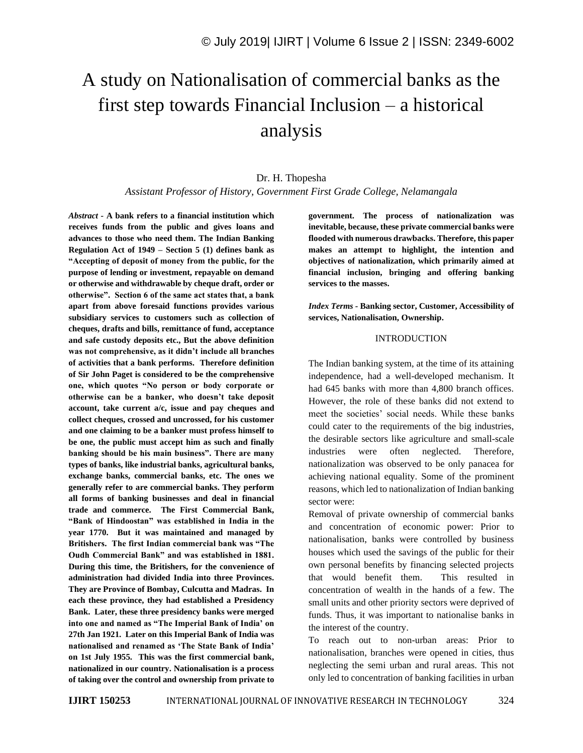# A study on Nationalisation of commercial banks as the first step towards Financial Inclusion – a historical analysis

Dr. H. Thopesha

*Assistant Professor of History, Government First Grade College, Nelamangala*

***Abstract* - A bank refers to a financial institution which receives funds from the public and gives loans and advances to those who need them. The Indian Banking Regulation Act of 1949 – Section 5 (1) defines bank as "Accepting of deposit of money from the public, for the purpose of lending or investment, repayable on demand or otherwise and withdrawable by cheque draft, order or otherwise". Section 6 of the same act states that, a bank apart from above foresaid functions provides various subsidiary services to customers such as collection of cheques, drafts and bills, remittance of fund, acceptance and safe custody deposits etc., But the above definition was not comprehensive, as it didn't include all branches of activities that a bank performs. Therefore definition of Sir John Paget is considered to be the comprehensive one, which quotes "No person or body corporate or otherwise can be a banker, who doesn't take deposit account, take current a/c, issue and pay cheques and collect cheques, crossed and uncrossed, for his customer and one claiming to be a banker must profess himself to be one, the public must accept him as such and finally banking should be his main business". There are many types of banks, like industrial banks, agricultural banks, exchange banks, commercial banks, etc. The ones we generally refer to are commercial banks. They perform all forms of banking businesses and deal in financial trade and commerce. The First Commercial Bank, "Bank of Hindoostan" was established in India in the year 1770. But it was maintained and managed by Britishers. The first Indian commercial bank was "The Oudh Commercial Bank" and was established in 1881. During this time, the Britishers, for the convenience of administration had divided India into three Provinces. They are Province of Bombay, Culcutta and Madras. In each these province, they had established a Presidency Bank. Later, these three presidency banks were merged into one and named as "The Imperial Bank of India' on 27th Jan 1921. Later on this Imperial Bank of India was nationalised and renamed as 'The State Bank of India' on 1st July 1955. This was the first commercial bank, nationalized in our country. Nationalisation is a process of taking over the control and ownership from private to government. The process of nationalization was inevitable, because, these private commercial banks were flooded with numerous drawbacks. Therefore, this paper makes an attempt to highlight, the intention and objectives of nationalization, which primarily aimed at financial inclusion, bringing and offering banking services to the masses.**

***Index Terms* - Banking sector, Customer, Accessibility of services, Nationalisation, Ownership.**

## INTRODUCTION

The Indian banking system, at the time of its attaining independence, had a well-developed mechanism. It had 645 banks with more than 4,800 branch offices. However, the role of these banks did not extend to meet the societies' social needs. While these banks could cater to the requirements of the big industries, the desirable sectors like agriculture and small-scale industries were often neglected. Therefore, nationalization was observed to be only panacea for achieving national equality. Some of the prominent reasons, which led to nationalization of Indian banking sector were:

Removal of private ownership of commercial banks and concentration of economic power: Prior to nationalisation, banks were controlled by business houses which used the savings of the public for their own personal benefits by financing selected projects that would benefit them. This resulted in concentration of wealth in the hands of a few. The small units and other priority sectors were deprived of funds. Thus, it was important to nationalise banks in the interest of the country.

To reach out to non-urban areas: Prior to nationalisation, branches were opened in cities, thus neglecting the semi urban and rural areas. This not only led to concentration of banking facilities in urban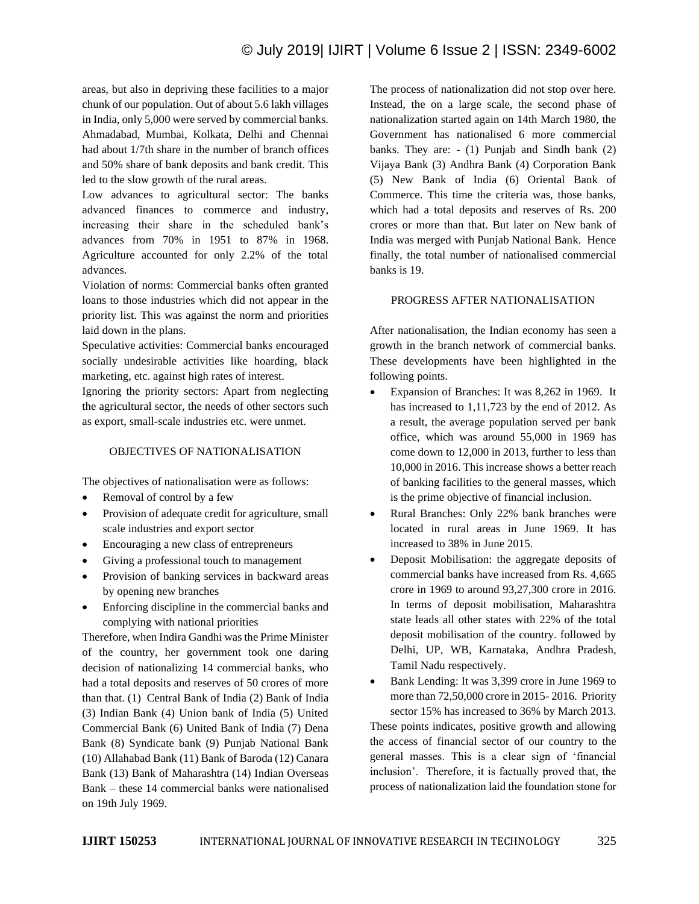areas, but also in depriving these facilities to a major chunk of our population. Out of about 5.6 lakh villages in India, only 5,000 were served by commercial banks. Ahmadabad, Mumbai, Kolkata, Delhi and Chennai had about 1/7th share in the number of branch offices and 50% share of bank deposits and bank credit. This led to the slow growth of the rural areas.

Low advances to agricultural sector: The banks advanced finances to commerce and industry, increasing their share in the scheduled bank's advances from 70% in 1951 to 87% in 1968. Agriculture accounted for only 2.2% of the total advances.

Violation of norms: Commercial banks often granted loans to those industries which did not appear in the priority list. This was against the norm and priorities laid down in the plans.

Speculative activities: Commercial banks encouraged socially undesirable activities like hoarding, black marketing, etc. against high rates of interest.

Ignoring the priority sectors: Apart from neglecting the agricultural sector, the needs of other sectors such as export, small-scale industries etc. were unmet.

## OBJECTIVES OF NATIONALISATION

The objectives of nationalisation were as follows:

- Removal of control by a few
- Provision of adequate credit for agriculture, small scale industries and export sector
- Encouraging a new class of entrepreneurs
- Giving a professional touch to management
- Provision of banking services in backward areas by opening new branches
- Enforcing discipline in the commercial banks and complying with national priorities

Therefore, when Indira Gandhi was the Prime Minister of the country, her government took one daring decision of nationalizing 14 commercial banks, who had a total deposits and reserves of 50 crores of more than that. (1) Central Bank of India (2) Bank of India (3) Indian Bank (4) Union bank of India (5) United Commercial Bank (6) United Bank of India (7) Dena Bank (8) Syndicate bank (9) Punjab National Bank (10) Allahabad Bank (11) Bank of Baroda (12) Canara Bank (13) Bank of Maharashtra (14) Indian Overseas Bank – these 14 commercial banks were nationalised on 19th July 1969.

The process of nationalization did not stop over here. Instead, the on a large scale, the second phase of nationalization started again on 14th March 1980, the Government has nationalised 6 more commercial banks. They are: - (1) Punjab and Sindh bank (2) Vijaya Bank (3) Andhra Bank (4) Corporation Bank (5) New Bank of India (6) Oriental Bank of Commerce. This time the criteria was, those banks, which had a total deposits and reserves of Rs. 200 crores or more than that. But later on New bank of India was merged with Punjab National Bank. Hence finally, the total number of nationalised commercial banks is 19.

## PROGRESS AFTER NATIONALISATION

After nationalisation, the Indian economy has seen a growth in the branch network of commercial banks. These developments have been highlighted in the following points.

- Expansion of Branches: It was 8,262 in 1969. It has increased to 1,11,723 by the end of 2012. As a result, the average population served per bank office, which was around 55,000 in 1969 has come down to 12,000 in 2013, further to less than 10,000 in 2016. This increase shows a better reach of banking facilities to the general masses, which is the prime objective of financial inclusion.
- Rural Branches: Only 22% bank branches were located in rural areas in June 1969. It has increased to 38% in June 2015.
- Deposit Mobilisation: the aggregate deposits of commercial banks have increased from Rs. 4,665 crore in 1969 to around 93,27,300 crore in 2016. In terms of deposit mobilisation, Maharashtra state leads all other states with 22% of the total deposit mobilisation of the country. followed by Delhi, UP, WB, Karnataka, Andhra Pradesh, Tamil Nadu respectively.
- Bank Lending: It was 3,399 crore in June 1969 to more than 72,50,000 crore in 2015- 2016. Priority sector 15% has increased to 36% by March 2013.

These points indicates, positive growth and allowing the access of financial sector of our country to the general masses. This is a clear sign of 'financial inclusion'. Therefore, it is factually proved that, the process of nationalization laid the foundation stone for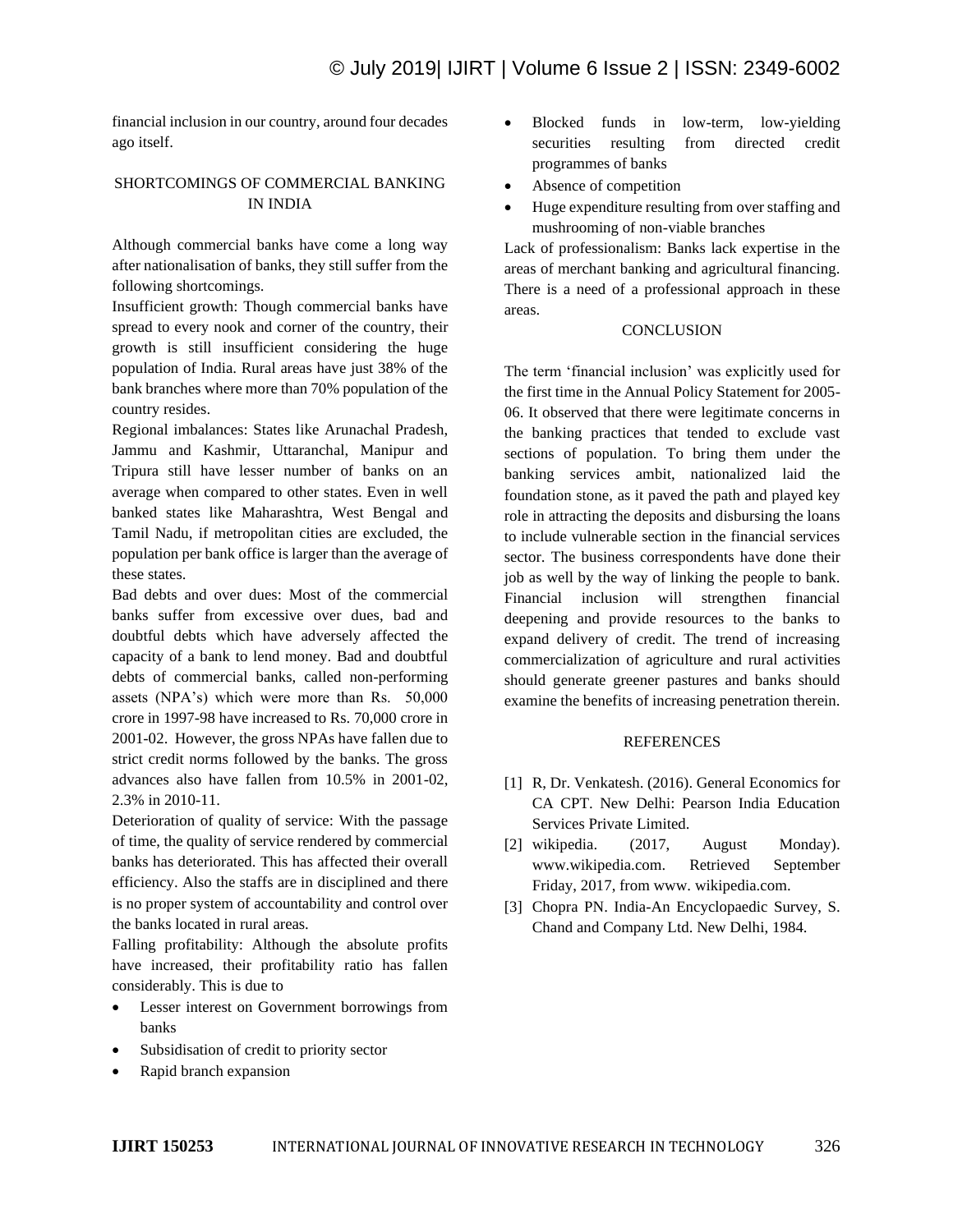financial inclusion in our country, around four decades ago itself.

## SHORTCOMINGS OF COMMERCIAL BANKING IN INDIA

Although commercial banks have come a long way after nationalisation of banks, they still suffer from the following shortcomings.

Insufficient growth: Though commercial banks have spread to every nook and corner of the country, their growth is still insufficient considering the huge population of India. Rural areas have just 38% of the bank branches where more than 70% population of the country resides.

Regional imbalances: States like Arunachal Pradesh, Jammu and Kashmir, Uttaranchal, Manipur and Tripura still have lesser number of banks on an average when compared to other states. Even in well banked states like Maharashtra, West Bengal and Tamil Nadu, if metropolitan cities are excluded, the population per bank office is larger than the average of these states.

Bad debts and over dues: Most of the commercial banks suffer from excessive over dues, bad and doubtful debts which have adversely affected the capacity of a bank to lend money. Bad and doubtful debts of commercial banks, called non-performing assets (NPA's) which were more than Rs. 50,000 crore in 1997-98 have increased to Rs. 70,000 crore in 2001-02. However, the gross NPAs have fallen due to strict credit norms followed by the banks. The gross advances also have fallen from 10.5% in 2001-02, 2.3% in 2010-11.

Deterioration of quality of service: With the passage of time, the quality of service rendered by commercial banks has deteriorated. This has affected their overall efficiency. Also the staffs are in disciplined and there is no proper system of accountability and control over the banks located in rural areas.

Falling profitability: Although the absolute profits have increased, their profitability ratio has fallen considerably. This is due to

- Lesser interest on Government borrowings from banks
- Subsidisation of credit to priority sector
- Rapid branch expansion
- Blocked funds in low-term, low-yielding securities resulting from directed credit programmes of banks
- Absence of competition
- Huge expenditure resulting from over staffing and mushrooming of non-viable branches

Lack of professionalism: Banks lack expertise in the areas of merchant banking and agricultural financing. There is a need of a professional approach in these areas.

## CONCLUSION

The term 'financial inclusion' was explicitly used for the first time in the Annual Policy Statement for 2005-06. It observed that there were legitimate concerns in the banking practices that tended to exclude vast sections of population. To bring them under the banking services ambit, nationalized laid the foundation stone, as it paved the path and played key role in attracting the deposits and disbursing the loans to include vulnerable section in the financial services sector. The business correspondents have done their job as well by the way of linking the people to bank. Financial inclusion will strengthen financial deepening and provide resources to the banks to expand delivery of credit. The trend of increasing commercialization of agriculture and rural activities should generate greener pastures and banks should examine the benefits of increasing penetration therein.

## REFERENCES

[1] R, Dr. Venkatesh. (2016). General Economics for CA CPT. New Delhi: Pearson India Education Services Private Limited.

[2] wikipedia. (2017, August Monday). www.wikipedia.com. Retrieved September Friday, 2017, from www. wikipedia.com.

[3] Chopra PN. India-An Encyclopaedic Survey, S. Chand and Company Ltd. New Delhi, 1984.